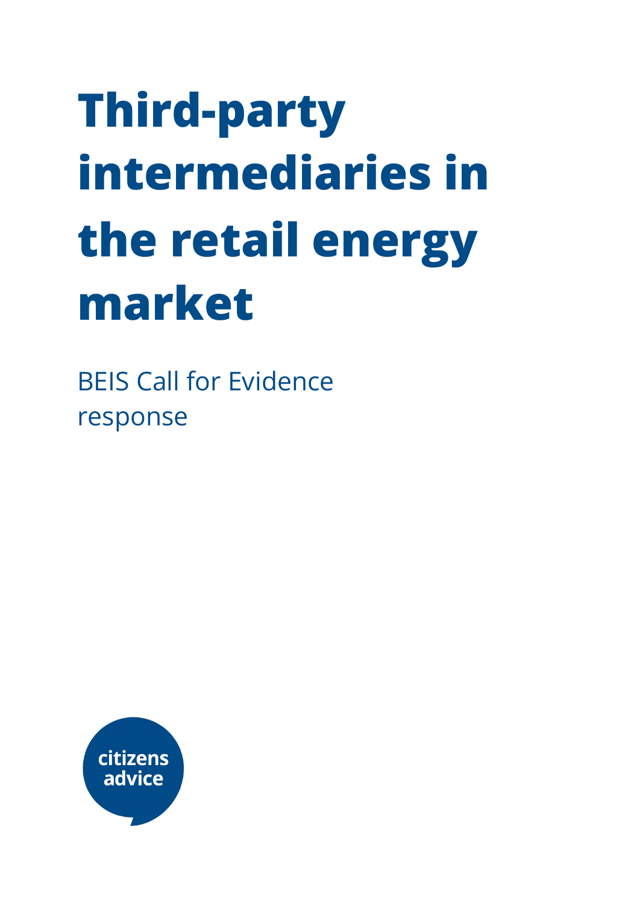# Third-party intermediaries in the retail energy market

BEIS Call for Evidence response

citizens advice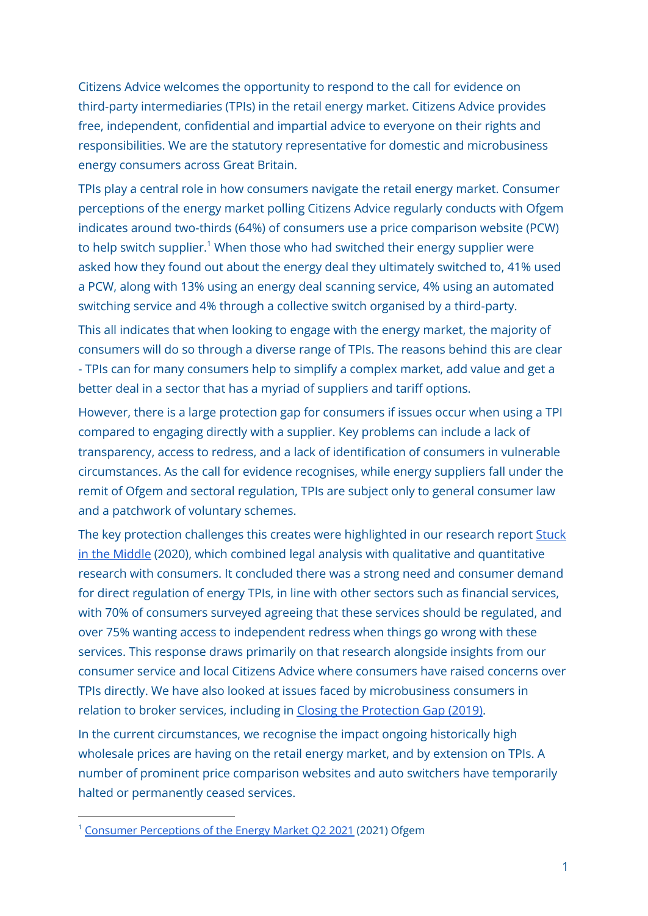Citizens Advice welcomes the opportunity to respond to the call for evidence on third-party intermediaries (TPIs) in the retail energy market. Citizens Advice provides free, independent, confidential and impartial advice to everyone on their rights and responsibilities. We are the statutory representative for domestic and microbusiness energy consumers across Great Britain.

TPIs play a central role in how consumers navigate the retail energy market. Consumer perceptions of the energy market polling Citizens Advice regularly conducts with Ofgem indicates around two-thirds (64%) of consumers use a price comparison website (PCW) to help switch supplier.[1] When those who had switched their energy supplier were asked how they found out about the energy deal they ultimately switched to, 41% used a PCW, along with 13% using an energy deal scanning service, 4% using an automated switching service and 4% through a collective switch organised by a third-party.

This all indicates that when looking to engage with the energy market, the majority of consumers will do so through a diverse range of TPIs. The reasons behind this are clear - TPIs can for many consumers help to simplify a complex market, add value and get a better deal in a sector that has a myriad of suppliers and tariff options.

However, there is a large protection gap for consumers if issues occur when using a TPI compared to engaging directly with a supplier. Key problems can include a lack of transparency, access to redress, and a lack of identification of consumers in vulnerable circumstances. As the call for evidence recognises, while energy suppliers fall under the remit of Ofgem and sectoral regulation, TPIs are subject only to general consumer law and a patchwork of voluntary schemes.

The key protection challenges this creates were highlighted in our research report Stuck in the Middle (2020), which combined legal analysis with qualitative and quantitative research with consumers. It concluded there was a strong need and consumer demand for direct regulation of energy TPIs, in line with other sectors such as financial services, with 70% of consumers surveyed agreeing that these services should be regulated, and over 75% wanting access to independent redress when things go wrong with these services. This response draws primarily on that research alongside insights from our consumer service and local Citizens Advice where consumers have raised concerns over TPIs directly. We have also looked at issues faced by microbusiness consumers in relation to broker services, including in Closing the Protection Gap (2019).

In the current circumstances, we recognise the impact ongoing historically high wholesale prices are having on the retail energy market, and by extension on TPIs. A number of prominent price comparison websites and auto switchers have temporarily halted or permanently ceased services.

[1] Consumer Perceptions of the Energy Market Q2 2021 (2021) Ofgem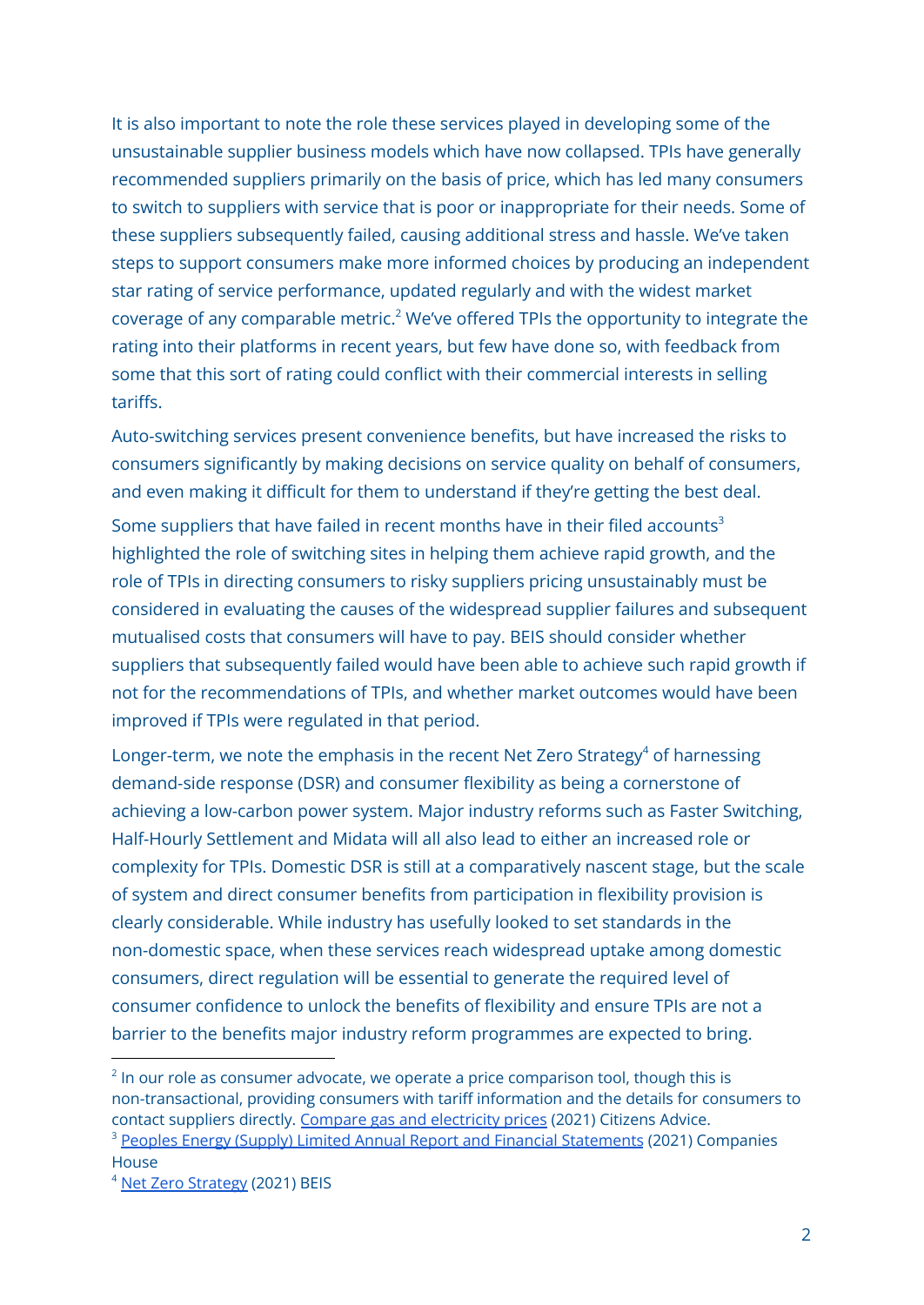It is also important to note the role these services played in developing some of the unsustainable supplier business models which have now collapsed. TPIs have generally recommended suppliers primarily on the basis of price, which has led many consumers to switch to suppliers with service that is poor or inappropriate for their needs. Some of these suppliers subsequently failed, causing additional stress and hassle. We've taken steps to support consumers make more informed choices by producing an independent star rating of service performance, updated regularly and with the widest market coverage of any comparable metric.[2] We've offered TPIs the opportunity to integrate the rating into their platforms in recent years, but few have done so, with feedback from some that this sort of rating could conflict with their commercial interests in selling tariffs.

Auto-switching services present convenience benefits, but have increased the risks to consumers significantly by making decisions on service quality on behalf of consumers, and even making it difficult for them to understand if they're getting the best deal.

Some suppliers that have failed in recent months have in their filed accounts[3] highlighted the role of switching sites in helping them achieve rapid growth, and the role of TPIs in directing consumers to risky suppliers pricing unsustainably must be considered in evaluating the causes of the widespread supplier failures and subsequent mutualised costs that consumers will have to pay. BEIS should consider whether suppliers that subsequently failed would have been able to achieve such rapid growth if not for the recommendations of TPIs, and whether market outcomes would have been improved if TPIs were regulated in that period.

Longer-term, we note the emphasis in the recent Net Zero Strategy[4] of harnessing demand-side response (DSR) and consumer flexibility as being a cornerstone of achieving a low-carbon power system. Major industry reforms such as Faster Switching, Half-Hourly Settlement and Midata will all also lead to either an increased role or complexity for TPIs. Domestic DSR is still at a comparatively nascent stage, but the scale of system and direct consumer benefits from participation in flexibility provision is clearly considerable. While industry has usefully looked to set standards in the non-domestic space, when these services reach widespread uptake among domestic consumers, direct regulation will be essential to generate the required level of consumer confidence to unlock the benefits of flexibility and ensure TPIs are not a barrier to the benefits major industry reform programmes are expected to bring.

---

[2] In our role as consumer advocate, we operate a price comparison tool, though this is non-transactional, providing consumers with tariff information and the details for consumers to contact suppliers directly. [Compare gas and electricity prices] (2021) Citizens Advice.

[3] [Peoples Energy (Supply) Limited Annual Report and Financial Statements] (2021) Companies House

[4] [Net Zero Strategy] (2021) BEIS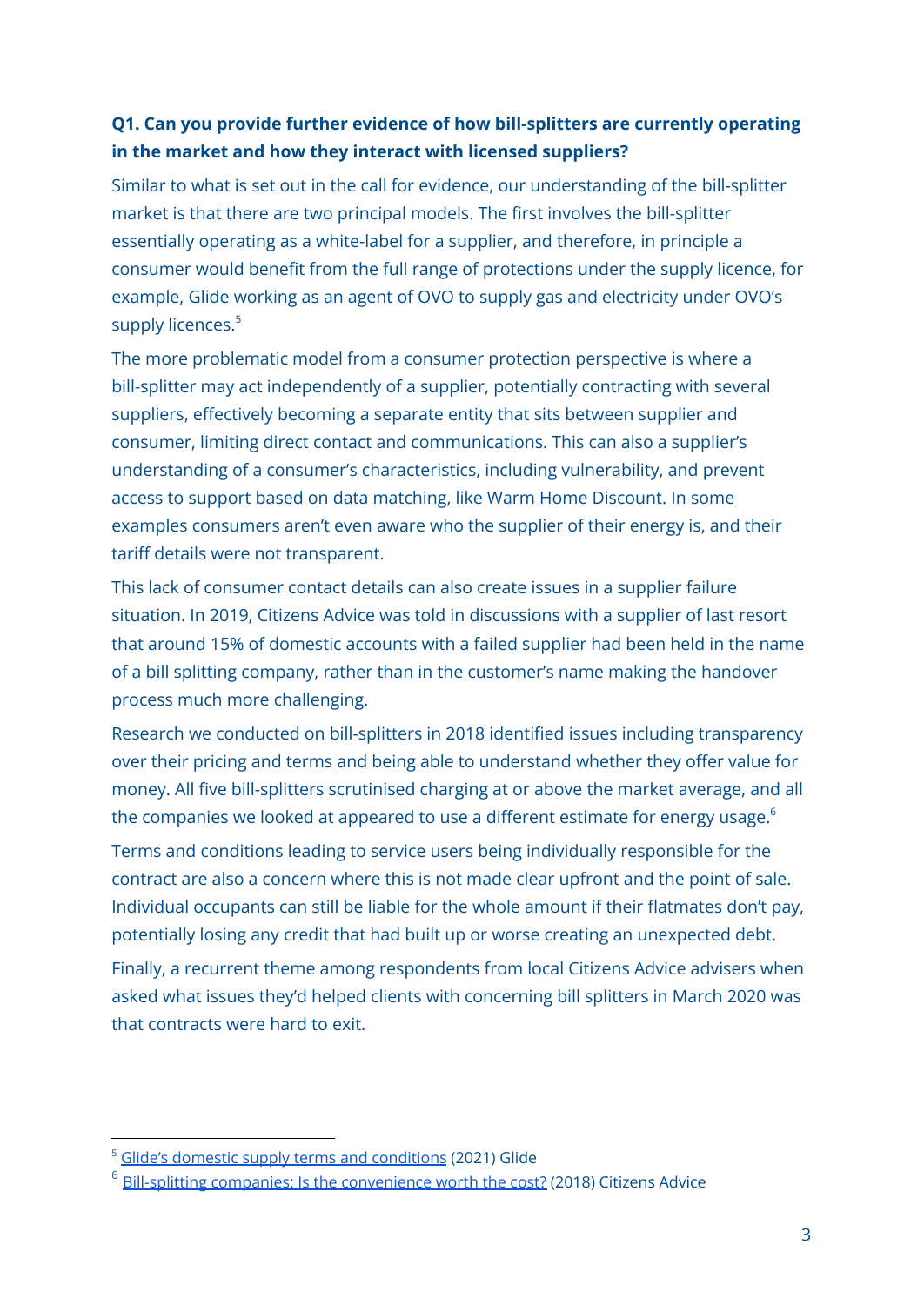**Q1. Can you provide further evidence of how bill-splitters are currently operating in the market and how they interact with licensed suppliers?**

Similar to what is set out in the call for evidence, our understanding of the bill-splitter market is that there are two principal models. The first involves the bill-splitter essentially operating as a white-label for a supplier, and therefore, in principle a consumer would benefit from the full range of protections under the supply licence, for example, Glide working as an agent of OVO to supply gas and electricity under OVO's supply licences.[5]

The more problematic model from a consumer protection perspective is where a bill-splitter may act independently of a supplier, potentially contracting with several suppliers, effectively becoming a separate entity that sits between supplier and consumer, limiting direct contact and communications. This can also a supplier's understanding of a consumer's characteristics, including vulnerability, and prevent access to support based on data matching, like Warm Home Discount. In some examples consumers aren't even aware who the supplier of their energy is, and their tariff details were not transparent.

This lack of consumer contact details can also create issues in a supplier failure situation. In 2019, Citizens Advice was told in discussions with a supplier of last resort that around 15% of domestic accounts with a failed supplier had been held in the name of a bill splitting company, rather than in the customer's name making the handover process much more challenging.

Research we conducted on bill-splitters in 2018 identified issues including transparency over their pricing and terms and being able to understand whether they offer value for money. All five bill-splitters scrutinised charging at or above the market average, and all the companies we looked at appeared to use a different estimate for energy usage.[6]

Terms and conditions leading to service users being individually responsible for the contract are also a concern where this is not made clear upfront and the point of sale. Individual occupants can still be liable for the whole amount if their flatmates don't pay, potentially losing any credit that had built up or worse creating an unexpected debt.

Finally, a recurrent theme among respondents from local Citizens Advice advisers when asked what issues they'd helped clients with concerning bill splitters in March 2020 was that contracts were hard to exit.

---

[5] Glide's domestic supply terms and conditions (2021) Glide

[6] Bill-splitting companies: Is the convenience worth the cost? (2018) Citizens Advice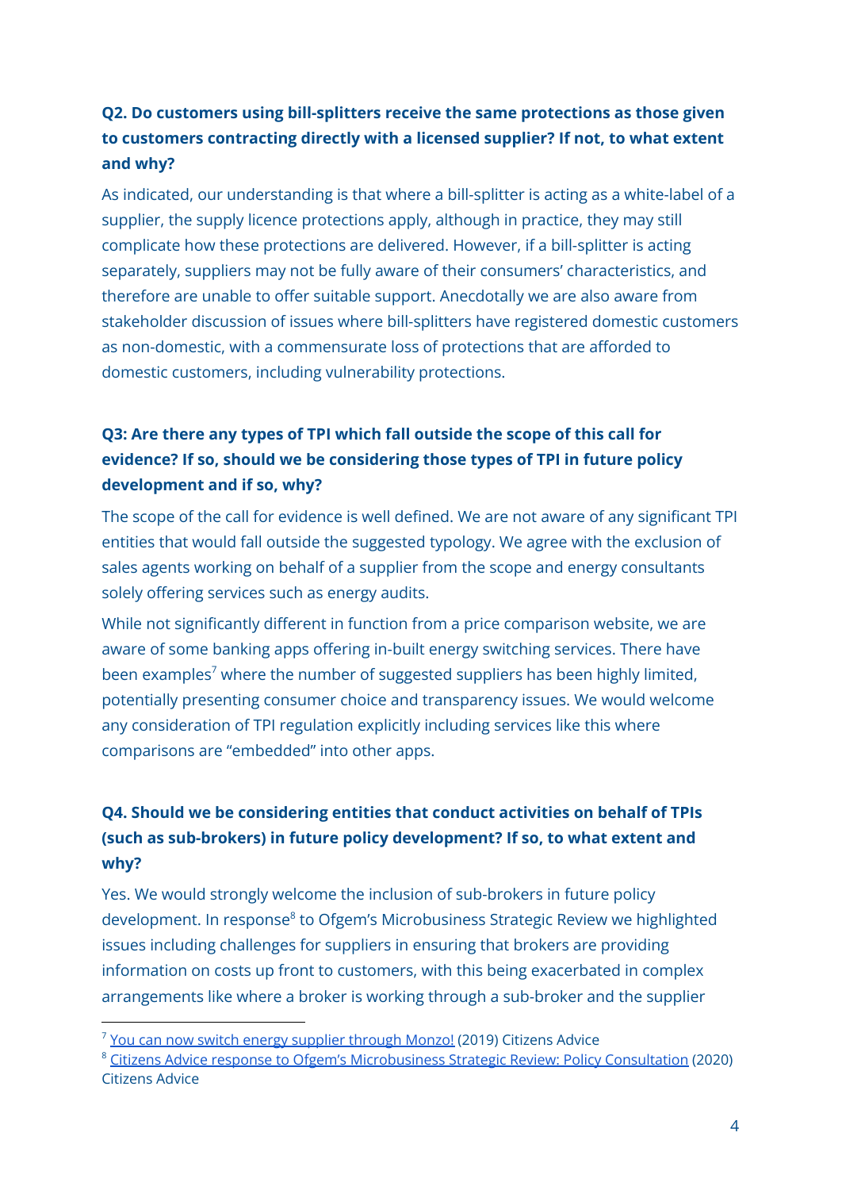**Q2. Do customers using bill-splitters receive the same protections as those given to customers contracting directly with a licensed supplier? If not, to what extent and why?**

As indicated, our understanding is that where a bill-splitter is acting as a white-label of a supplier, the supply licence protections apply, although in practice, they may still complicate how these protections are delivered. However, if a bill-splitter is acting separately, suppliers may not be fully aware of their consumers' characteristics, and therefore are unable to offer suitable support. Anecdotally we are also aware from stakeholder discussion of issues where bill-splitters have registered domestic customers as non-domestic, with a commensurate loss of protections that are afforded to domestic customers, including vulnerability protections.

**Q3: Are there any types of TPI which fall outside the scope of this call for evidence? If so, should we be considering those types of TPI in future policy development and if so, why?**

The scope of the call for evidence is well defined. We are not aware of any significant TPI entities that would fall outside the suggested typology. We agree with the exclusion of sales agents working on behalf of a supplier from the scope and energy consultants solely offering services such as energy audits.

While not significantly different in function from a price comparison website, we are aware of some banking apps offering in-built energy switching services. There have been examples[7] where the number of suggested suppliers has been highly limited, potentially presenting consumer choice and transparency issues. We would welcome any consideration of TPI regulation explicitly including services like this where comparisons are "embedded" into other apps.

**Q4. Should we be considering entities that conduct activities on behalf of TPIs (such as sub-brokers) in future policy development? If so, to what extent and why?**

Yes. We would strongly welcome the inclusion of sub-brokers in future policy development. In response[8] to Ofgem's Microbusiness Strategic Review we highlighted issues including challenges for suppliers in ensuring that brokers are providing information on costs up front to customers, with this being exacerbated in complex arrangements like where a broker is working through a sub-broker and the supplier

---

[7] You can now switch energy supplier through Monzo! (2019) Citizens Advice

[8] Citizens Advice response to Ofgem's Microbusiness Strategic Review: Policy Consultation (2020) Citizens Advice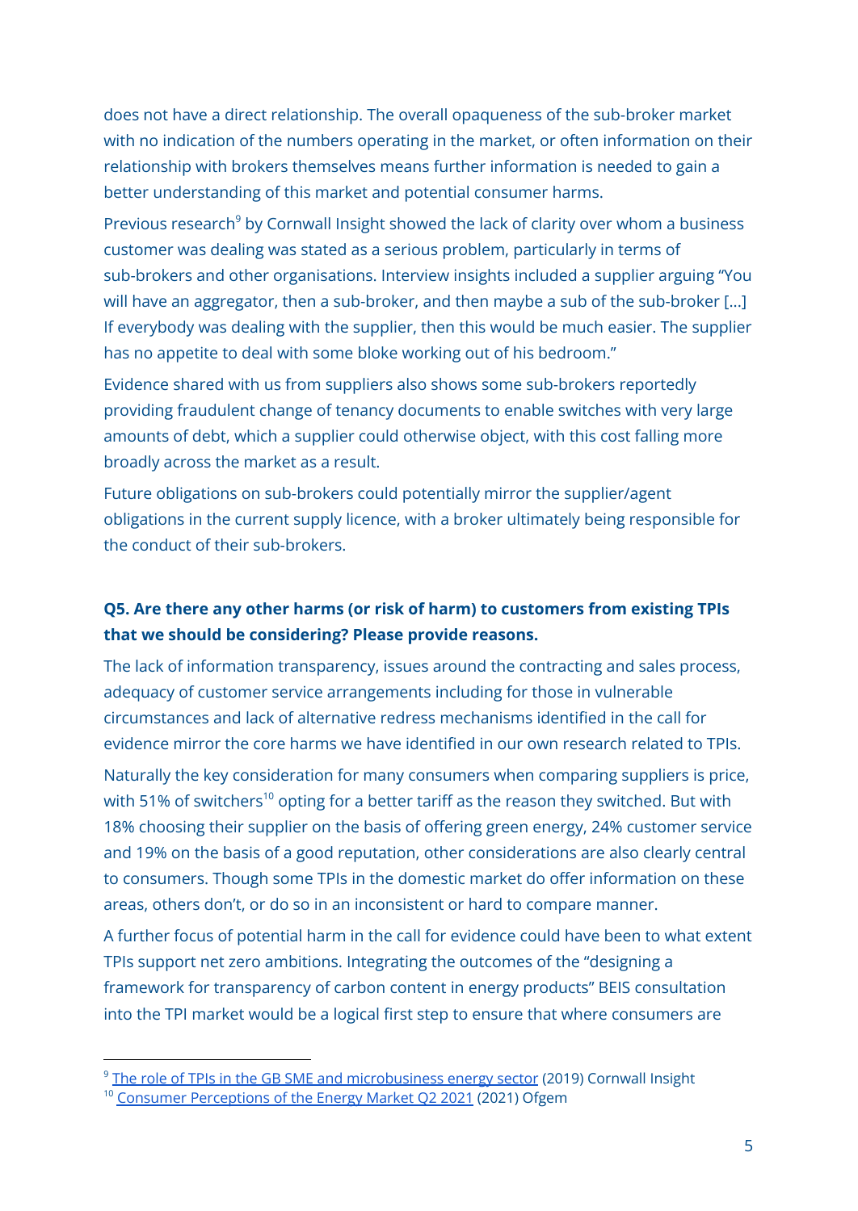does not have a direct relationship. The overall opaqueness of the sub-broker market with no indication of the numbers operating in the market, or often information on their relationship with brokers themselves means further information is needed to gain a better understanding of this market and potential consumer harms.

Previous research[9] by Cornwall Insight showed the lack of clarity over whom a business customer was dealing was stated as a serious problem, particularly in terms of sub-brokers and other organisations. Interview insights included a supplier arguing "You will have an aggregator, then a sub-broker, and then maybe a sub of the sub-broker [...] If everybody was dealing with the supplier, then this would be much easier. The supplier has no appetite to deal with some bloke working out of his bedroom."

Evidence shared with us from suppliers also shows some sub-brokers reportedly providing fraudulent change of tenancy documents to enable switches with very large amounts of debt, which a supplier could otherwise object, with this cost falling more broadly across the market as a result.

Future obligations on sub-brokers could potentially mirror the supplier/agent obligations in the current supply licence, with a broker ultimately being responsible for the conduct of their sub-brokers.

**Q5. Are there any other harms (or risk of harm) to customers from existing TPIs that we should be considering? Please provide reasons.**

The lack of information transparency, issues around the contracting and sales process, adequacy of customer service arrangements including for those in vulnerable circumstances and lack of alternative redress mechanisms identified in the call for evidence mirror the core harms we have identified in our own research related to TPIs.

Naturally the key consideration for many consumers when comparing suppliers is price, with 51% of switchers[10] opting for a better tariff as the reason they switched. But with 18% choosing their supplier on the basis of offering green energy, 24% customer service and 19% on the basis of a good reputation, other considerations are also clearly central to consumers. Though some TPIs in the domestic market do offer information on these areas, others don't, or do so in an inconsistent or hard to compare manner.

A further focus of potential harm in the call for evidence could have been to what extent TPIs support net zero ambitions. Integrating the outcomes of the "designing a framework for transparency of carbon content in energy products" BEIS consultation into the TPI market would be a logical first step to ensure that where consumers are

---

[9] The role of TPIs in the GB SME and microbusiness energy sector (2019) Cornwall Insight

[10] Consumer Perceptions of the Energy Market Q2 2021 (2021) Ofgem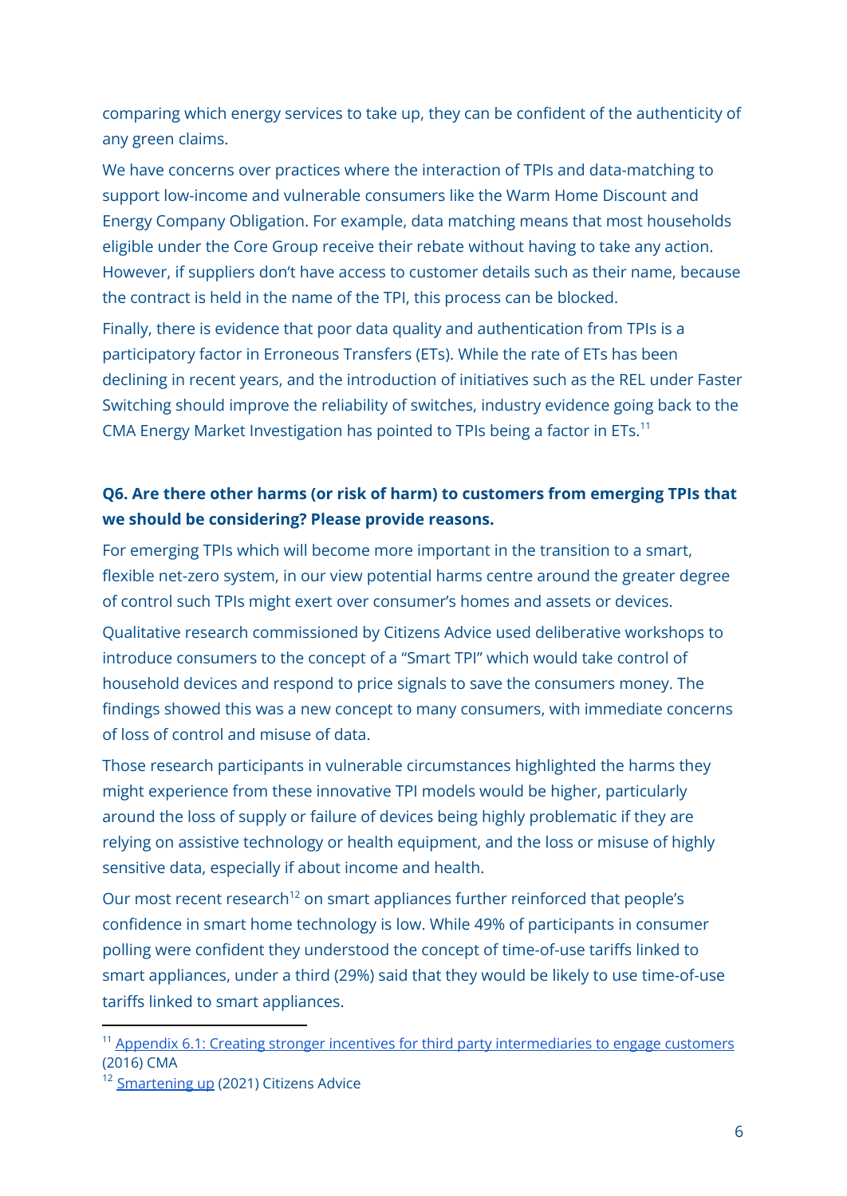comparing which energy services to take up, they can be confident of the authenticity of any green claims.

We have concerns over practices where the interaction of TPIs and data-matching to support low-income and vulnerable consumers like the Warm Home Discount and Energy Company Obligation. For example, data matching means that most households eligible under the Core Group receive their rebate without having to take any action. However, if suppliers don't have access to customer details such as their name, because the contract is held in the name of the TPI, this process can be blocked.

Finally, there is evidence that poor data quality and authentication from TPIs is a participatory factor in Erroneous Transfers (ETs). While the rate of ETs has been declining in recent years, and the introduction of initiatives such as the REL under Faster Switching should improve the reliability of switches, industry evidence going back to the CMA Energy Market Investigation has pointed to TPIs being a factor in ETs.[11]

**Q6. Are there other harms (or risk of harm) to customers from emerging TPIs that we should be considering? Please provide reasons.**

For emerging TPIs which will become more important in the transition to a smart, flexible net-zero system, in our view potential harms centre around the greater degree of control such TPIs might exert over consumer's homes and assets or devices.

Qualitative research commissioned by Citizens Advice used deliberative workshops to introduce consumers to the concept of a "Smart TPI" which would take control of household devices and respond to price signals to save the consumers money. The findings showed this was a new concept to many consumers, with immediate concerns of loss of control and misuse of data.

Those research participants in vulnerable circumstances highlighted the harms they might experience from these innovative TPI models would be higher, particularly around the loss of supply or failure of devices being highly problematic if they are relying on assistive technology or health equipment, and the loss or misuse of highly sensitive data, especially if about income and health.

Our most recent research[12] on smart appliances further reinforced that people's confidence in smart home technology is low. While 49% of participants in consumer polling were confident they understood the concept of time-of-use tariffs linked to smart appliances, under a third (29%) said that they would be likely to use time-of-use tariffs linked to smart appliances.

---

[11] Appendix 6.1: Creating stronger incentives for third party intermediaries to engage customers (2016) CMA

[12] Smartening up (2021) Citizens Advice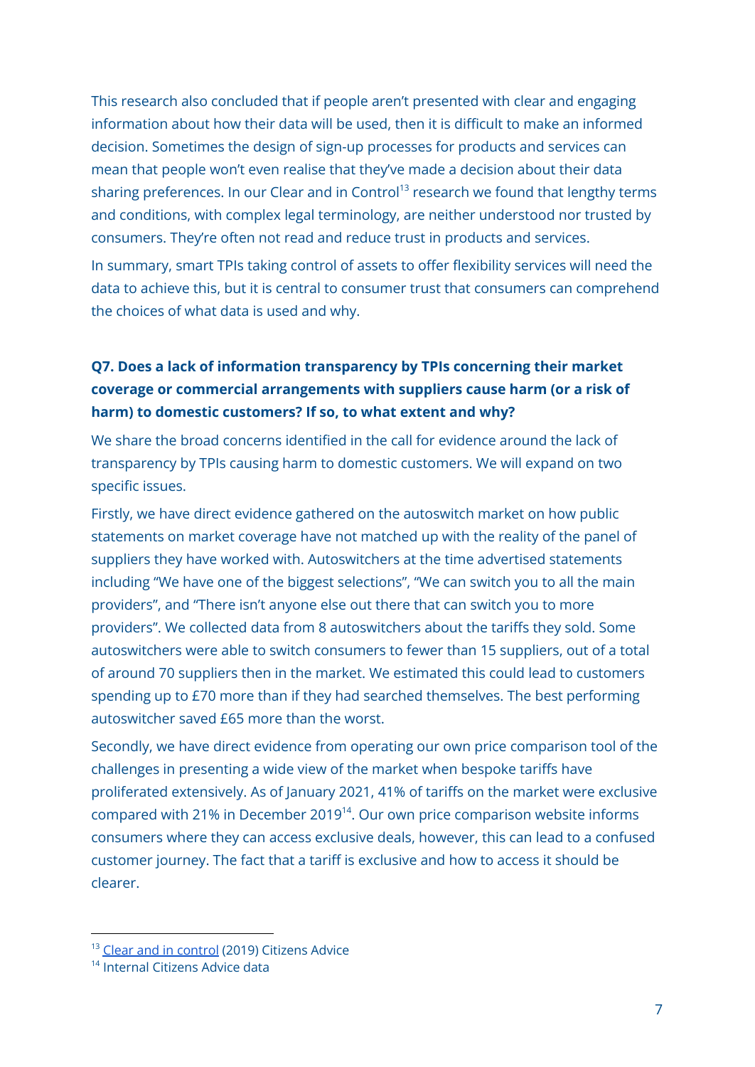This research also concluded that if people aren't presented with clear and engaging information about how their data will be used, then it is difficult to make an informed decision. Sometimes the design of sign-up processes for products and services can mean that people won't even realise that they've made a decision about their data sharing preferences. In our Clear and in Control[13] research we found that lengthy terms and conditions, with complex legal terminology, are neither understood nor trusted by consumers. They're often not read and reduce trust in products and services.

In summary, smart TPIs taking control of assets to offer flexibility services will need the data to achieve this, but it is central to consumer trust that consumers can comprehend the choices of what data is used and why.

### Q7. Does a lack of information transparency by TPIs concerning their market coverage or commercial arrangements with suppliers cause harm (or a risk of harm) to domestic customers? If so, to what extent and why?

We share the broad concerns identified in the call for evidence around the lack of transparency by TPIs causing harm to domestic customers. We will expand on two specific issues.

Firstly, we have direct evidence gathered on the autoswitch market on how public statements on market coverage have not matched up with the reality of the panel of suppliers they have worked with. Autoswitchers at the time advertised statements including "We have one of the biggest selections", "We can switch you to all the main providers", and "There isn't anyone else out there that can switch you to more providers". We collected data from 8 autoswitchers about the tariffs they sold. Some autoswitchers were able to switch consumers to fewer than 15 suppliers, out of a total of around 70 suppliers then in the market. We estimated this could lead to customers spending up to £70 more than if they had searched themselves. The best performing autoswitcher saved £65 more than the worst.

Secondly, we have direct evidence from operating our own price comparison tool of the challenges in presenting a wide view of the market when bespoke tariffs have proliferated extensively. As of January 2021, 41% of tariffs on the market were exclusive compared with 21% in December 2019[14]. Our own price comparison website informs consumers where they can access exclusive deals, however, this can lead to a confused customer journey. The fact that a tariff is exclusive and how to access it should be clearer.

---

[13] Clear and in control (2019) Citizens Advice

[14] Internal Citizens Advice data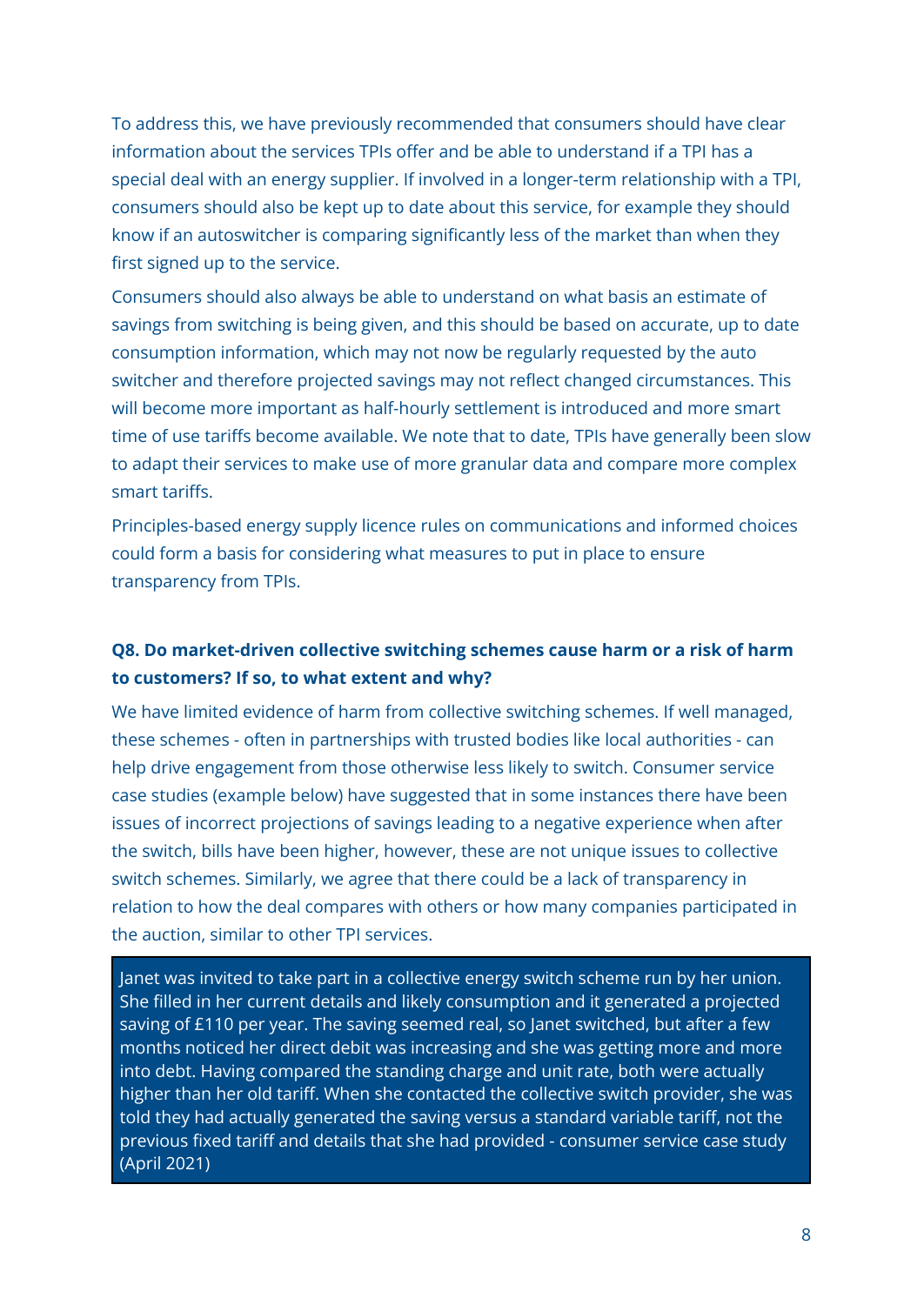To address this, we have previously recommended that consumers should have clear information about the services TPIs offer and be able to understand if a TPI has a special deal with an energy supplier. If involved in a longer-term relationship with a TPI, consumers should also be kept up to date about this service, for example they should know if an autoswitcher is comparing significantly less of the market than when they first signed up to the service.

Consumers should also always be able to understand on what basis an estimate of savings from switching is being given, and this should be based on accurate, up to date consumption information, which may not now be regularly requested by the auto switcher and therefore projected savings may not reflect changed circumstances. This will become more important as half-hourly settlement is introduced and more smart time of use tariffs become available. We note that to date, TPIs have generally been slow to adapt their services to make use of more granular data and compare more complex smart tariffs.

Principles-based energy supply licence rules on communications and informed choices could form a basis for considering what measures to put in place to ensure transparency from TPIs.

### Q8. Do market-driven collective switching schemes cause harm or a risk of harm to customers? If so, to what extent and why?

We have limited evidence of harm from collective switching schemes. If well managed, these schemes - often in partnerships with trusted bodies like local authorities - can help drive engagement from those otherwise less likely to switch. Consumer service case studies (example below) have suggested that in some instances there have been issues of incorrect projections of savings leading to a negative experience when after the switch, bills have been higher, however, these are not unique issues to collective switch schemes. Similarly, we agree that there could be a lack of transparency in relation to how the deal compares with others or how many companies participated in the auction, similar to other TPI services.

> Janet was invited to take part in a collective energy switch scheme run by her union. She filled in her current details and likely consumption and it generated a projected saving of £110 per year. The saving seemed real, so Janet switched, but after a few months noticed her direct debit was increasing and she was getting more and more into debt. Having compared the standing charge and unit rate, both were actually higher than her old tariff. When she contacted the collective switch provider, she was told they had actually generated the saving versus a standard variable tariff, not the previous fixed tariff and details that she had provided - consumer service case study (April 2021)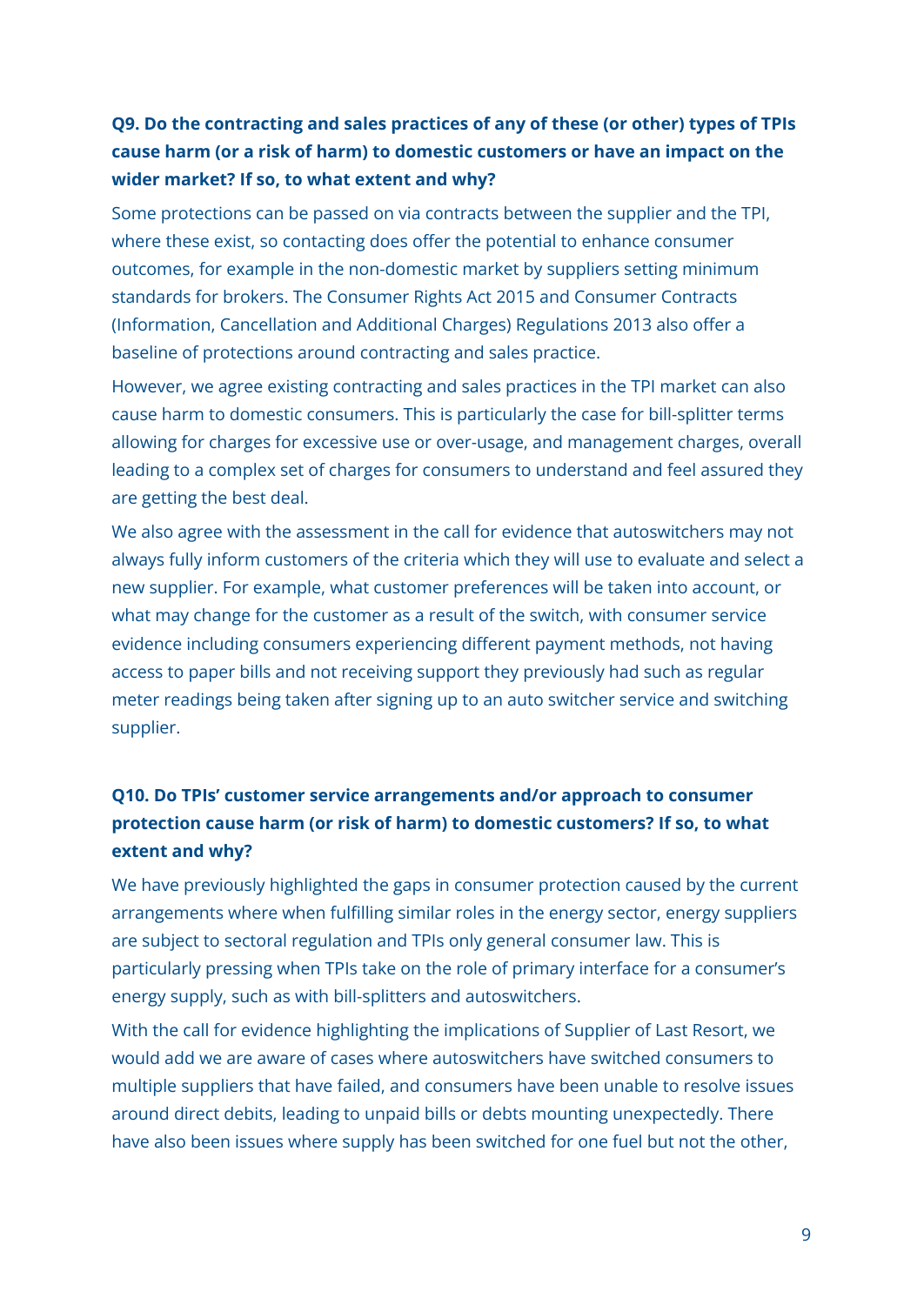### Q9. Do the contracting and sales practices of any of these (or other) types of TPIs cause harm (or a risk of harm) to domestic customers or have an impact on the wider market? If so, to what extent and why?

Some protections can be passed on via contracts between the supplier and the TPI, where these exist, so contacting does offer the potential to enhance consumer outcomes, for example in the non-domestic market by suppliers setting minimum standards for brokers. The Consumer Rights Act 2015 and Consumer Contracts (Information, Cancellation and Additional Charges) Regulations 2013 also offer a baseline of protections around contracting and sales practice.

However, we agree existing contracting and sales practices in the TPI market can also cause harm to domestic consumers. This is particularly the case for bill-splitter terms allowing for charges for excessive use or over-usage, and management charges, overall leading to a complex set of charges for consumers to understand and feel assured they are getting the best deal.

We also agree with the assessment in the call for evidence that autoswitchers may not always fully inform customers of the criteria which they will use to evaluate and select a new supplier. For example, what customer preferences will be taken into account, or what may change for the customer as a result of the switch, with consumer service evidence including consumers experiencing different payment methods, not having access to paper bills and not receiving support they previously had such as regular meter readings being taken after signing up to an auto switcher service and switching supplier.

### Q10. Do TPIs' customer service arrangements and/or approach to consumer protection cause harm (or risk of harm) to domestic customers? If so, to what extent and why?

We have previously highlighted the gaps in consumer protection caused by the current arrangements where when fulfilling similar roles in the energy sector, energy suppliers are subject to sectoral regulation and TPIs only general consumer law. This is particularly pressing when TPIs take on the role of primary interface for a consumer's energy supply, such as with bill-splitters and autoswitchers.

With the call for evidence highlighting the implications of Supplier of Last Resort, we would add we are aware of cases where autoswitchers have switched consumers to multiple suppliers that have failed, and consumers have been unable to resolve issues around direct debits, leading to unpaid bills or debts mounting unexpectedly. There have also been issues where supply has been switched for one fuel but not the other,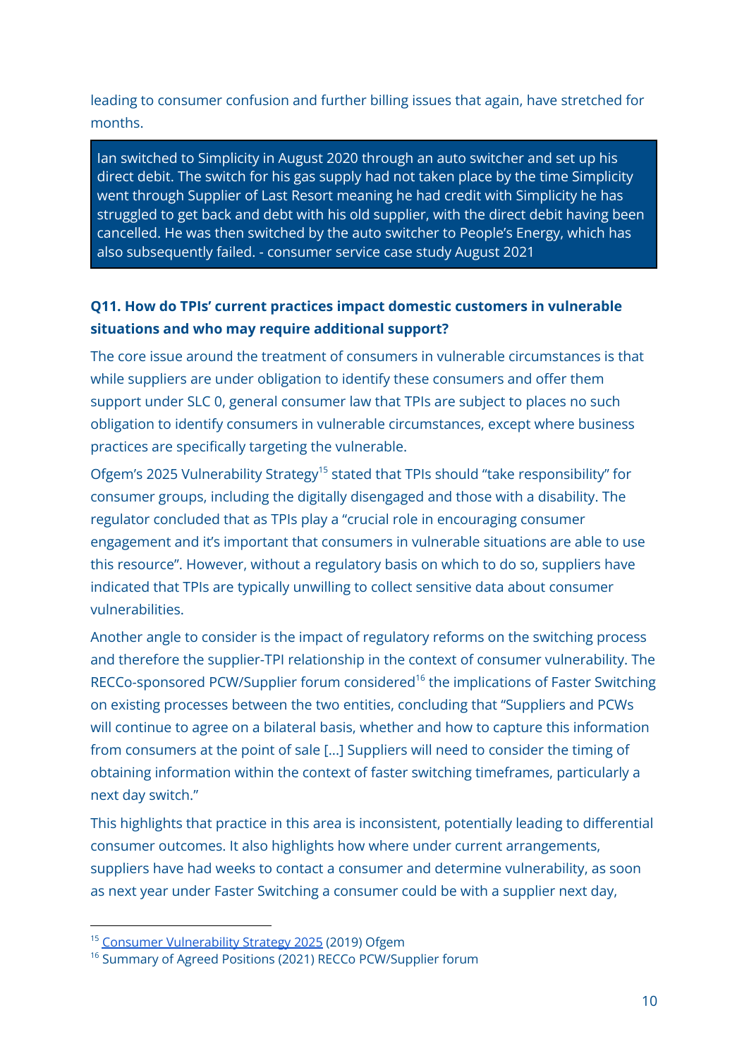leading to consumer confusion and further billing issues that again, have stretched for months.

> Ian switched to Simplicity in August 2020 through an auto switcher and set up his direct debit. The switch for his gas supply had not taken place by the time Simplicity went through Supplier of Last Resort meaning he had credit with Simplicity he has struggled to get back and debt with his old supplier, with the direct debit having been cancelled. He was then switched by the auto switcher to People's Energy, which has also subsequently failed. - consumer service case study August 2021

### Q11. How do TPIs' current practices impact domestic customers in vulnerable situations and who may require additional support?

The core issue around the treatment of consumers in vulnerable circumstances is that while suppliers are under obligation to identify these consumers and offer them support under SLC 0, general consumer law that TPIs are subject to places no such obligation to identify consumers in vulnerable circumstances, except where business practices are specifically targeting the vulnerable.

Ofgem's 2025 Vulnerability Strategy[15] stated that TPIs should "take responsibility" for consumer groups, including the digitally disengaged and those with a disability. The regulator concluded that as TPIs play a "crucial role in encouraging consumer engagement and it's important that consumers in vulnerable situations are able to use this resource". However, without a regulatory basis on which to do so, suppliers have indicated that TPIs are typically unwilling to collect sensitive data about consumer vulnerabilities.

Another angle to consider is the impact of regulatory reforms on the switching process and therefore the supplier-TPI relationship in the context of consumer vulnerability. The RECCo-sponsored PCW/Supplier forum considered[16] the implications of Faster Switching on existing processes between the two entities, concluding that "Suppliers and PCWs will continue to agree on a bilateral basis, whether and how to capture this information from consumers at the point of sale [...] Suppliers will need to consider the timing of obtaining information within the context of faster switching timeframes, particularly a next day switch."

This highlights that practice in this area is inconsistent, potentially leading to differential consumer outcomes. It also highlights how where under current arrangements, suppliers have had weeks to contact a consumer and determine vulnerability, as soon as next year under Faster Switching a consumer could be with a supplier next day,

---

[15] Consumer Vulnerability Strategy 2025 (2019) Ofgem

[16] Summary of Agreed Positions (2021) RECCo PCW/Supplier forum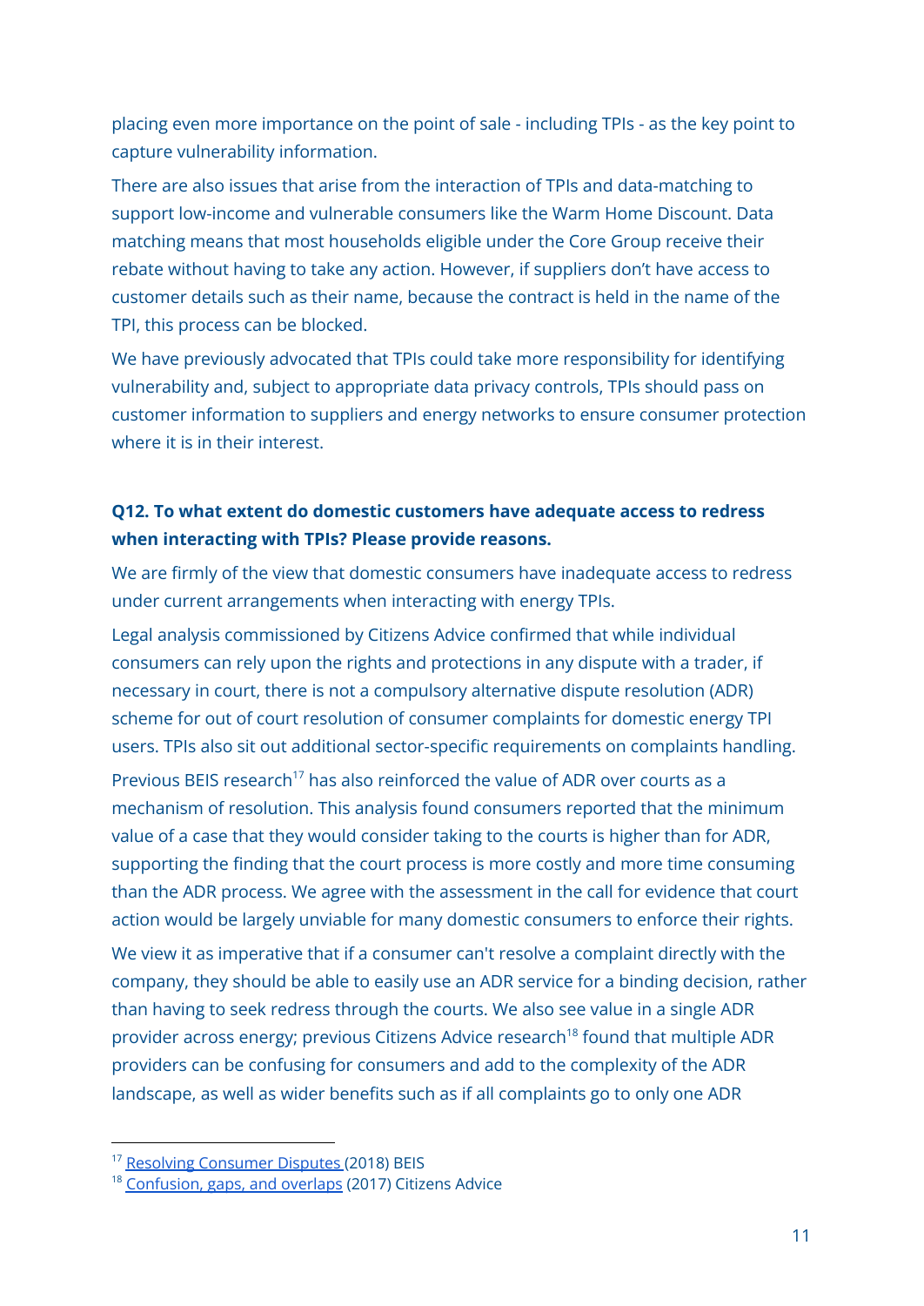placing even more importance on the point of sale - including TPIs - as the key point to capture vulnerability information.

There are also issues that arise from the interaction of TPIs and data-matching to support low-income and vulnerable consumers like the Warm Home Discount. Data matching means that most households eligible under the Core Group receive their rebate without having to take any action. However, if suppliers don't have access to customer details such as their name, because the contract is held in the name of the TPI, this process can be blocked.

We have previously advocated that TPIs could take more responsibility for identifying vulnerability and, subject to appropriate data privacy controls, TPIs should pass on customer information to suppliers and energy networks to ensure consumer protection where it is in their interest.

**Q12. To what extent do domestic customers have adequate access to redress when interacting with TPIs? Please provide reasons.**

We are firmly of the view that domestic consumers have inadequate access to redress under current arrangements when interacting with energy TPIs.

Legal analysis commissioned by Citizens Advice confirmed that while individual consumers can rely upon the rights and protections in any dispute with a trader, if necessary in court, there is not a compulsory alternative dispute resolution (ADR) scheme for out of court resolution of consumer complaints for domestic energy TPI users. TPIs also sit out additional sector-specific requirements on complaints handling.

Previous BEIS research[17] has also reinforced the value of ADR over courts as a mechanism of resolution. This analysis found consumers reported that the minimum value of a case that they would consider taking to the courts is higher than for ADR, supporting the finding that the court process is more costly and more time consuming than the ADR process. We agree with the assessment in the call for evidence that court action would be largely unviable for many domestic consumers to enforce their rights.

We view it as imperative that if a consumer can't resolve a complaint directly with the company, they should be able to easily use an ADR service for a binding decision, rather than having to seek redress through the courts. We also see value in a single ADR provider across energy; previous Citizens Advice research[18] found that multiple ADR providers can be confusing for consumers and add to the complexity of the ADR landscape, as well as wider benefits such as if all complaints go to only one ADR

---

[17] Resolving Consumer Disputes (2018) BEIS

[18] Confusion, gaps, and overlaps (2017) Citizens Advice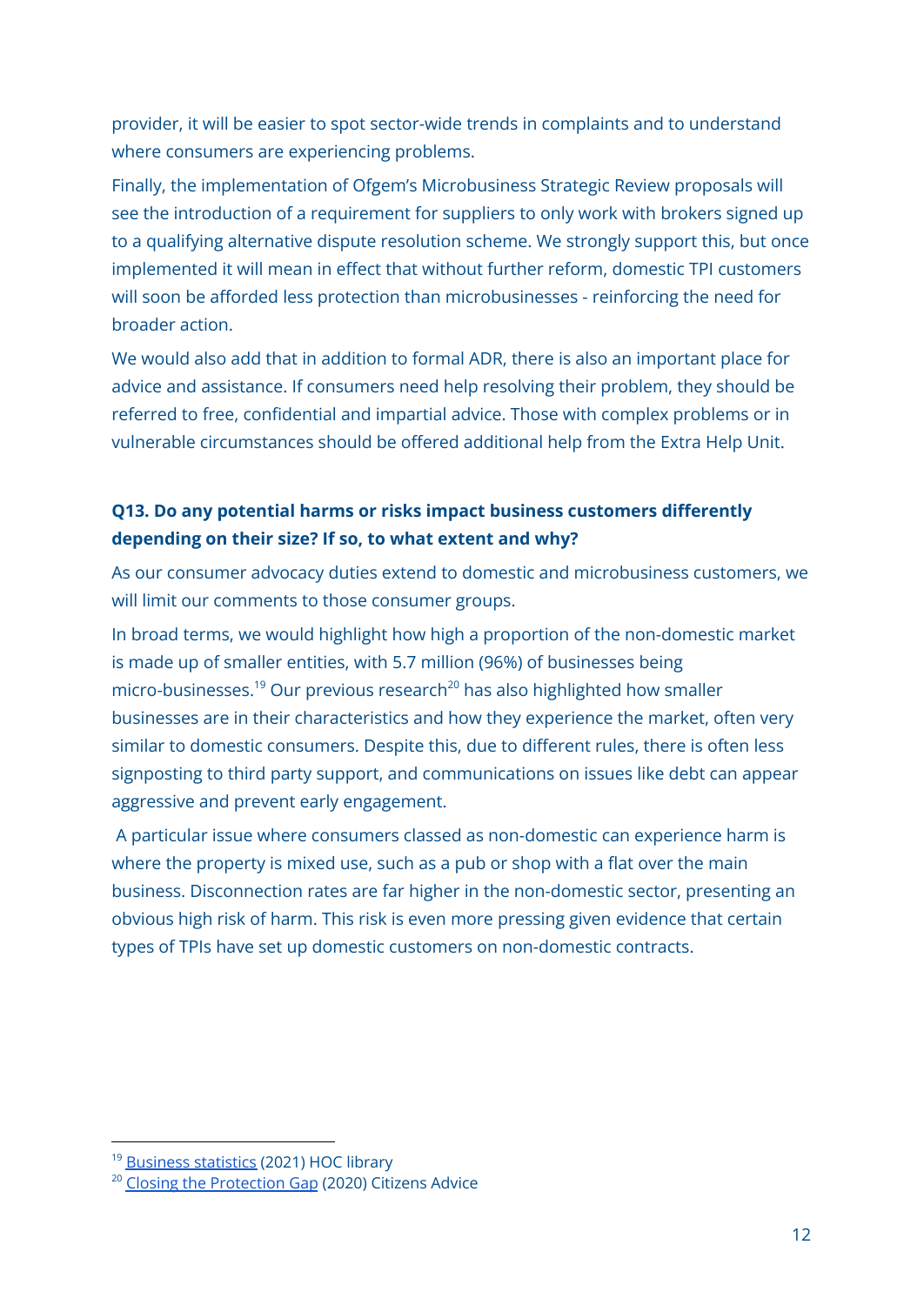provider, it will be easier to spot sector-wide trends in complaints and to understand where consumers are experiencing problems.

Finally, the implementation of Ofgem's Microbusiness Strategic Review proposals will see the introduction of a requirement for suppliers to only work with brokers signed up to a qualifying alternative dispute resolution scheme. We strongly support this, but once implemented it will mean in effect that without further reform, domestic TPI customers will soon be afforded less protection than microbusinesses - reinforcing the need for broader action.

We would also add that in addition to formal ADR, there is also an important place for advice and assistance. If consumers need help resolving their problem, they should be referred to free, confidential and impartial advice. Those with complex problems or in vulnerable circumstances should be offered additional help from the Extra Help Unit.

**Q13. Do any potential harms or risks impact business customers differently depending on their size? If so, to what extent and why?**

As our consumer advocacy duties extend to domestic and microbusiness customers, we will limit our comments to those consumer groups.

In broad terms, we would highlight how high a proportion of the non-domestic market is made up of smaller entities, with 5.7 million (96%) of businesses being micro-businesses.[19] Our previous research[20] has also highlighted how smaller businesses are in their characteristics and how they experience the market, often very similar to domestic consumers. Despite this, due to different rules, there is often less signposting to third party support, and communications on issues like debt can appear aggressive and prevent early engagement.

A particular issue where consumers classed as non-domestic can experience harm is where the property is mixed use, such as a pub or shop with a flat over the main business. Disconnection rates are far higher in the non-domestic sector, presenting an obvious high risk of harm. This risk is even more pressing given evidence that certain types of TPIs have set up domestic customers on non-domestic contracts.

---

[19] Business statistics (2021) HOC library

[20] Closing the Protection Gap (2020) Citizens Advice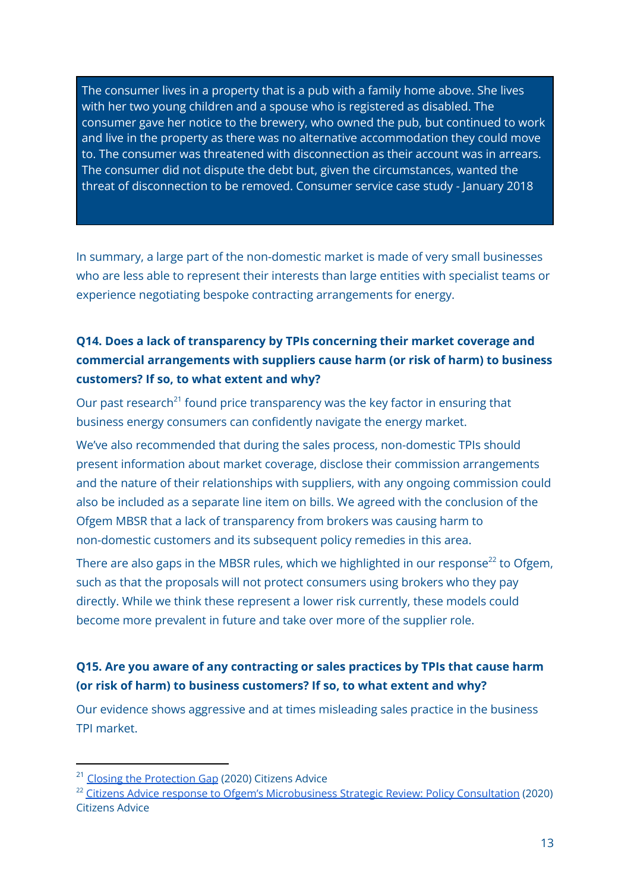> The consumer lives in a property that is a pub with a family home above. She lives with her two young children and a spouse who is registered as disabled. The consumer gave her notice to the brewery, who owned the pub, but continued to work and live in the property as there was no alternative accommodation they could move to. The consumer was threatened with disconnection as their account was in arrears. The consumer did not dispute the debt but, given the circumstances, wanted the threat of disconnection to be removed. Consumer service case study - January 2018

In summary, a large part of the non-domestic market is made of very small businesses who are less able to represent their interests than large entities with specialist teams or experience negotiating bespoke contracting arrangements for energy.

### Q14. Does a lack of transparency by TPIs concerning their market coverage and commercial arrangements with suppliers cause harm (or risk of harm) to business customers? If so, to what extent and why?

Our past research[21] found price transparency was the key factor in ensuring that business energy consumers can confidently navigate the energy market.

We've also recommended that during the sales process, non-domestic TPIs should present information about market coverage, disclose their commission arrangements and the nature of their relationships with suppliers, with any ongoing commission could also be included as a separate line item on bills. We agreed with the conclusion of the Ofgem MBSR that a lack of transparency from brokers was causing harm to non-domestic customers and its subsequent policy remedies in this area.

There are also gaps in the MBSR rules, which we highlighted in our response[22] to Ofgem, such as that the proposals will not protect consumers using brokers who they pay directly. While we think these represent a lower risk currently, these models could become more prevalent in future and take over more of the supplier role.

### Q15. Are you aware of any contracting or sales practices by TPIs that cause harm (or risk of harm) to business customers? If so, to what extent and why?

Our evidence shows aggressive and at times misleading sales practice in the business TPI market.

---

[21] Closing the Protection Gap (2020) Citizens Advice

[22] Citizens Advice response to Ofgem's Microbusiness Strategic Review: Policy Consultation (2020) Citizens Advice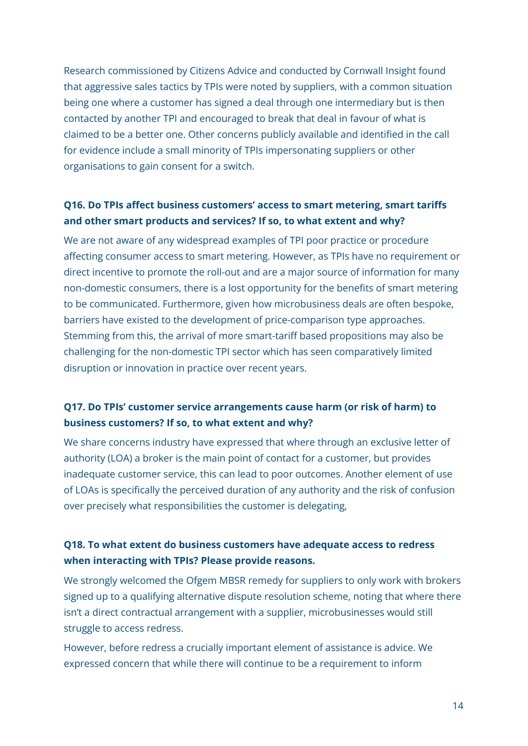Research commissioned by Citizens Advice and conducted by Cornwall Insight found that aggressive sales tactics by TPIs were noted by suppliers, with a common situation being one where a customer has signed a deal through one intermediary but is then contacted by another TPI and encouraged to break that deal in favour of what is claimed to be a better one. Other concerns publicly available and identified in the call for evidence include a small minority of TPIs impersonating suppliers or other organisations to gain consent for a switch.

**Q16. Do TPIs affect business customers' access to smart metering, smart tariffs and other smart products and services? If so, to what extent and why?**

We are not aware of any widespread examples of TPI poor practice or procedure affecting consumer access to smart metering. However, as TPIs have no requirement or direct incentive to promote the roll-out and are a major source of information for many non-domestic consumers, there is a lost opportunity for the benefits of smart metering to be communicated. Furthermore, given how microbusiness deals are often bespoke, barriers have existed to the development of price-comparison type approaches. Stemming from this, the arrival of more smart-tariff based propositions may also be challenging for the non-domestic TPI sector which has seen comparatively limited disruption or innovation in practice over recent years.

**Q17. Do TPIs' customer service arrangements cause harm (or risk of harm) to business customers? If so, to what extent and why?**

We share concerns industry have expressed that where through an exclusive letter of authority (LOA) a broker is the main point of contact for a customer, but provides inadequate customer service, this can lead to poor outcomes. Another element of use of LOAs is specifically the perceived duration of any authority and the risk of confusion over precisely what responsibilities the customer is delegating,

**Q18. To what extent do business customers have adequate access to redress when interacting with TPIs? Please provide reasons.**

We strongly welcomed the Ofgem MBSR remedy for suppliers to only work with brokers signed up to a qualifying alternative dispute resolution scheme, noting that where there isn't a direct contractual arrangement with a supplier, microbusinesses would still struggle to access redress.

However, before redress a crucially important element of assistance is advice. We expressed concern that while there will continue to be a requirement to inform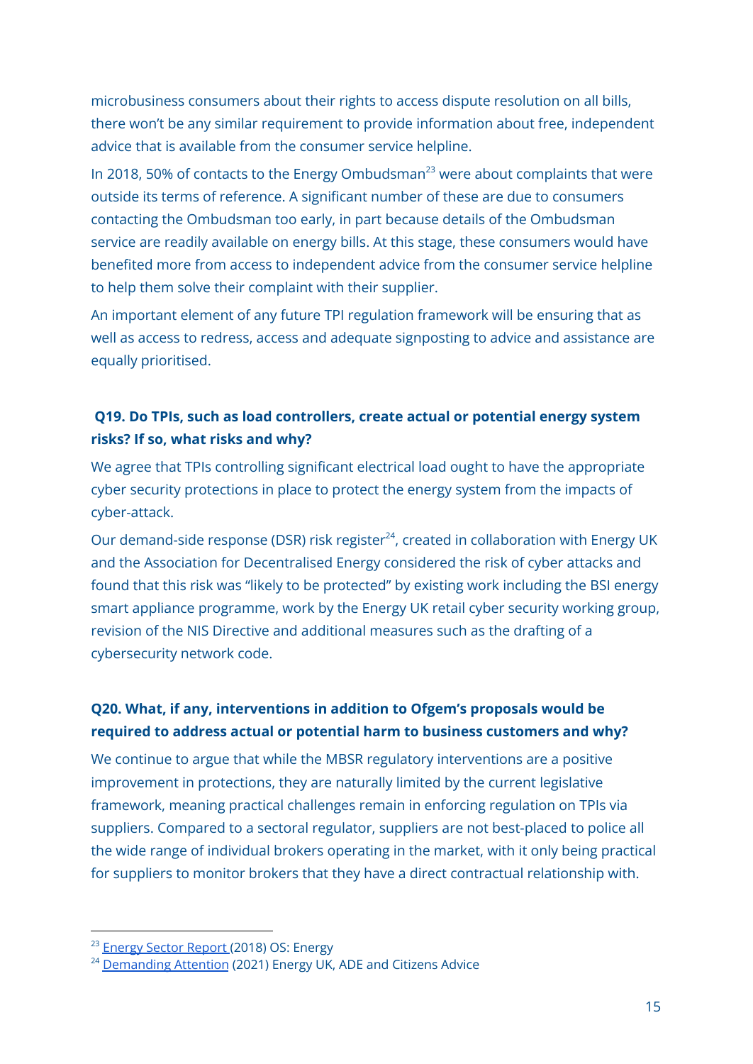microbusiness consumers about their rights to access dispute resolution on all bills, there won't be any similar requirement to provide information about free, independent advice that is available from the consumer service helpline.

In 2018, 50% of contacts to the Energy Ombudsman[23] were about complaints that were outside its terms of reference. A significant number of these are due to consumers contacting the Ombudsman too early, in part because details of the Ombudsman service are readily available on energy bills. At this stage, these consumers would have benefited more from access to independent advice from the consumer service helpline to help them solve their complaint with their supplier.

An important element of any future TPI regulation framework will be ensuring that as well as access to redress, access and adequate signposting to advice and assistance are equally prioritised.

### Q19. Do TPIs, such as load controllers, create actual or potential energy system risks? If so, what risks and why?

We agree that TPIs controlling significant electrical load ought to have the appropriate cyber security protections in place to protect the energy system from the impacts of cyber-attack.

Our demand-side response (DSR) risk register[24], created in collaboration with Energy UK and the Association for Decentralised Energy considered the risk of cyber attacks and found that this risk was "likely to be protected" by existing work including the BSI energy smart appliance programme, work by the Energy UK retail cyber security working group, revision of the NIS Directive and additional measures such as the drafting of a cybersecurity network code.

### Q20. What, if any, interventions in addition to Ofgem's proposals would be required to address actual or potential harm to business customers and why?

We continue to argue that while the MBSR regulatory interventions are a positive improvement in protections, they are naturally limited by the current legislative framework, meaning practical challenges remain in enforcing regulation on TPIs via suppliers. Compared to a sectoral regulator, suppliers are not best-placed to police all the wide range of individual brokers operating in the market, with it only being practical for suppliers to monitor brokers that they have a direct contractual relationship with.

---

[23] Energy Sector Report (2018) OS: Energy

[24] Demanding Attention (2021) Energy UK, ADE and Citizens Advice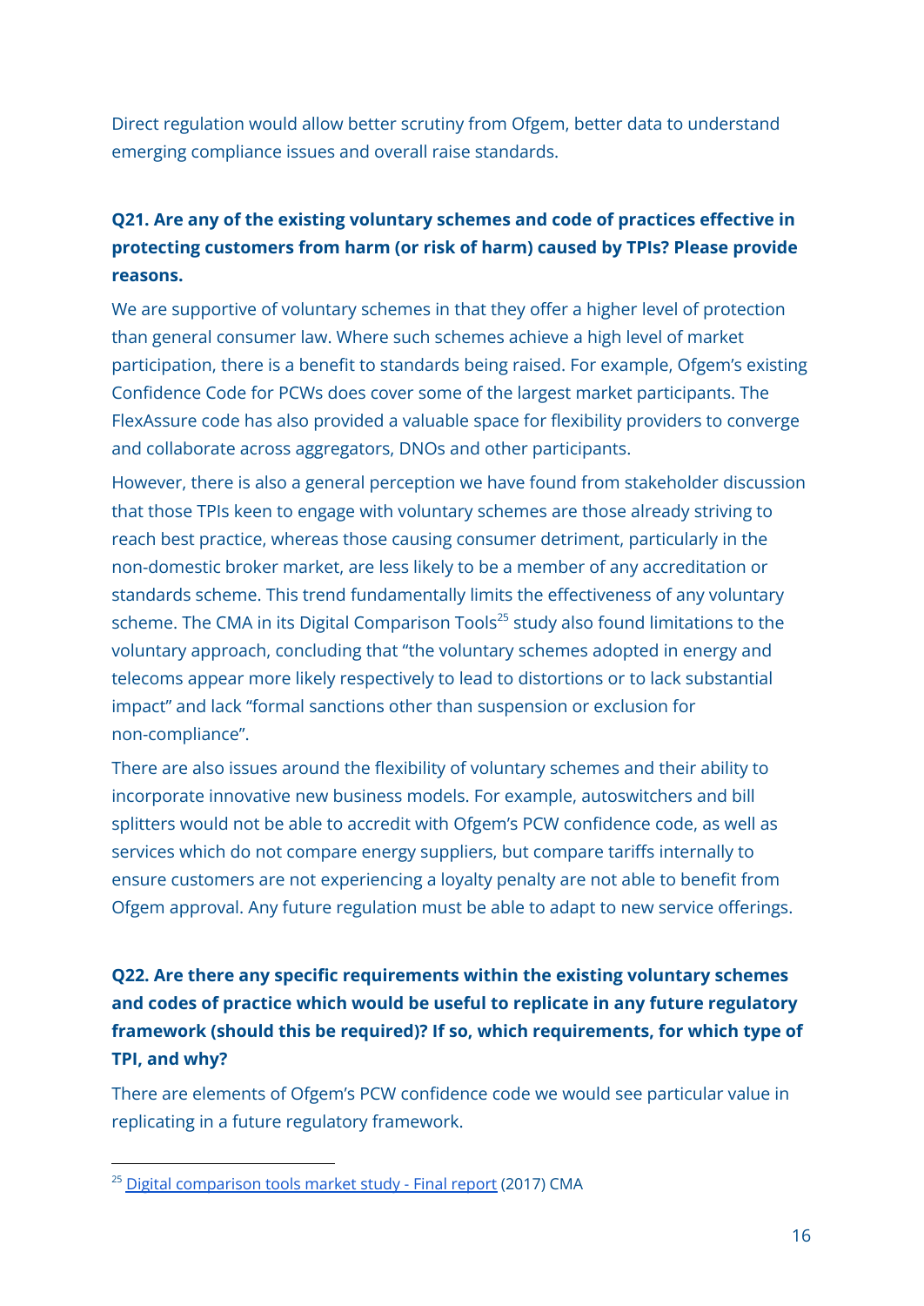Direct regulation would allow better scrutiny from Ofgem, better data to understand emerging compliance issues and overall raise standards.

**Q21. Are any of the existing voluntary schemes and code of practices effective in protecting customers from harm (or risk of harm) caused by TPIs? Please provide reasons.**

We are supportive of voluntary schemes in that they offer a higher level of protection than general consumer law. Where such schemes achieve a high level of market participation, there is a benefit to standards being raised. For example, Ofgem's existing Confidence Code for PCWs does cover some of the largest market participants. The FlexAssure code has also provided a valuable space for flexibility providers to converge and collaborate across aggregators, DNOs and other participants.

However, there is also a general perception we have found from stakeholder discussion that those TPIs keen to engage with voluntary schemes are those already striving to reach best practice, whereas those causing consumer detriment, particularly in the non-domestic broker market, are less likely to be a member of any accreditation or standards scheme. This trend fundamentally limits the effectiveness of any voluntary scheme. The CMA in its Digital Comparison Tools[25] study also found limitations to the voluntary approach, concluding that "the voluntary schemes adopted in energy and telecoms appear more likely respectively to lead to distortions or to lack substantial impact" and lack "formal sanctions other than suspension or exclusion for non-compliance".

There are also issues around the flexibility of voluntary schemes and their ability to incorporate innovative new business models. For example, autoswitchers and bill splitters would not be able to accredit with Ofgem's PCW confidence code, as well as services which do not compare energy suppliers, but compare tariffs internally to ensure customers are not experiencing a loyalty penalty are not able to benefit from Ofgem approval. Any future regulation must be able to adapt to new service offerings.

**Q22. Are there any specific requirements within the existing voluntary schemes and codes of practice which would be useful to replicate in any future regulatory framework (should this be required)? If so, which requirements, for which type of TPI, and why?**

There are elements of Ofgem's PCW confidence code we would see particular value in replicating in a future regulatory framework.

---

[25] Digital comparison tools market study - Final report (2017) CMA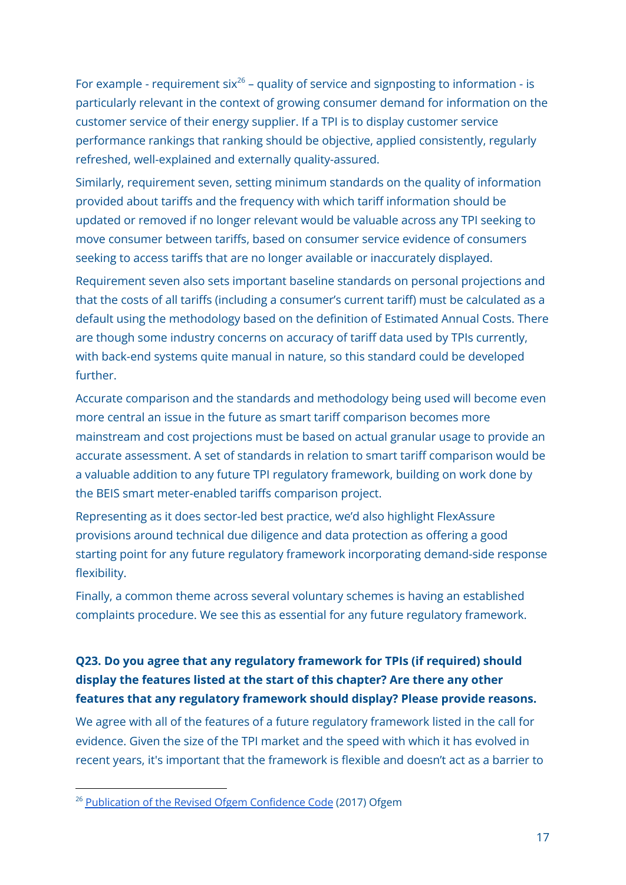For example - requirement six[26] – quality of service and signposting to information - is particularly relevant in the context of growing consumer demand for information on the customer service of their energy supplier. If a TPI is to display customer service performance rankings that ranking should be objective, applied consistently, regularly refreshed, well-explained and externally quality-assured.

Similarly, requirement seven, setting minimum standards on the quality of information provided about tariffs and the frequency with which tariff information should be updated or removed if no longer relevant would be valuable across any TPI seeking to move consumer between tariffs, based on consumer service evidence of consumers seeking to access tariffs that are no longer available or inaccurately displayed.

Requirement seven also sets important baseline standards on personal projections and that the costs of all tariffs (including a consumer's current tariff) must be calculated as a default using the methodology based on the definition of Estimated Annual Costs. There are though some industry concerns on accuracy of tariff data used by TPIs currently, with back-end systems quite manual in nature, so this standard could be developed further.

Accurate comparison and the standards and methodology being used will become even more central an issue in the future as smart tariff comparison becomes more mainstream and cost projections must be based on actual granular usage to provide an accurate assessment. A set of standards in relation to smart tariff comparison would be a valuable addition to any future TPI regulatory framework, building on work done by the BEIS smart meter-enabled tariffs comparison project.

Representing as it does sector-led best practice, we'd also highlight FlexAssure provisions around technical due diligence and data protection as offering a good starting point for any future regulatory framework incorporating demand-side response flexibility.

Finally, a common theme across several voluntary schemes is having an established complaints procedure. We see this as essential for any future regulatory framework.

**Q23. Do you agree that any regulatory framework for TPIs (if required) should display the features listed at the start of this chapter? Are there any other features that any regulatory framework should display? Please provide reasons.**

We agree with all of the features of a future regulatory framework listed in the call for evidence. Given the size of the TPI market and the speed with which it has evolved in recent years, it's important that the framework is flexible and doesn't act as a barrier to

---

[26] Publication of the Revised Ofgem Confidence Code (2017) Ofgem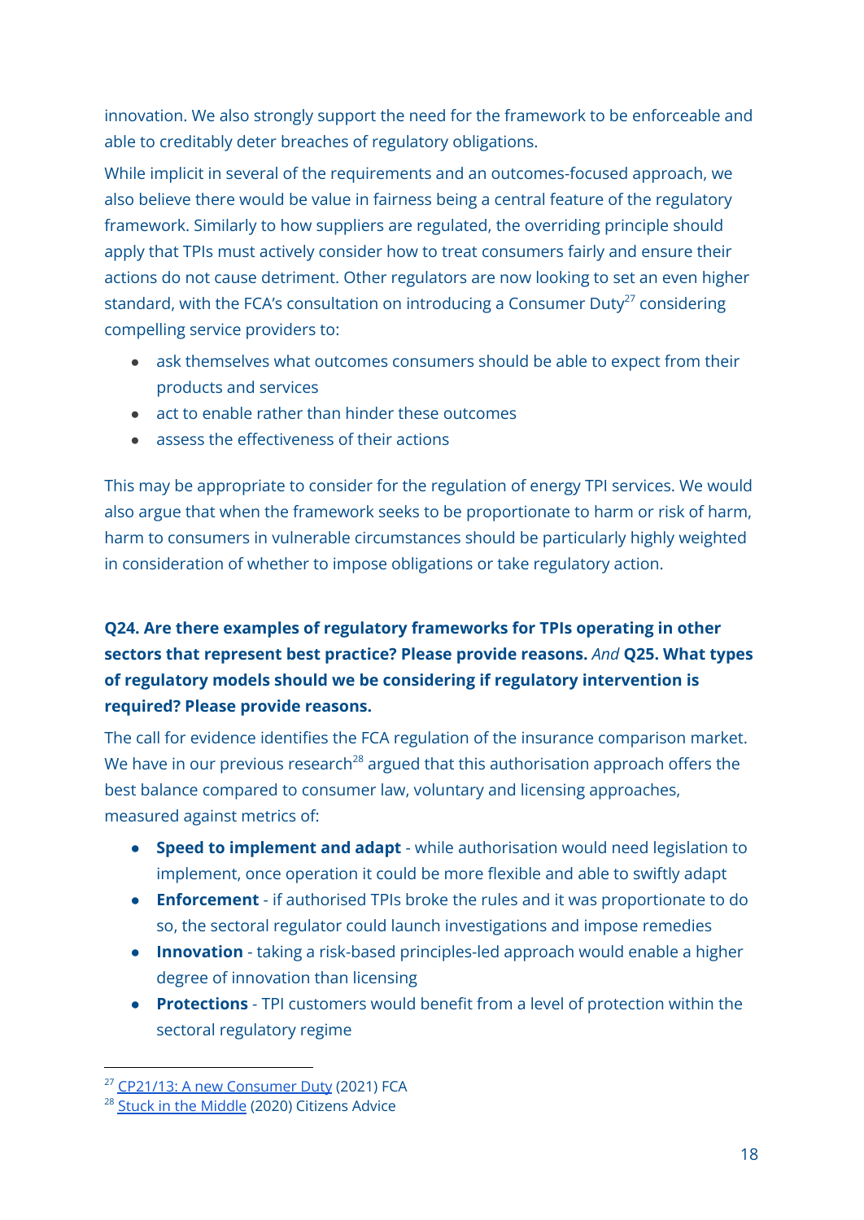innovation. We also strongly support the need for the framework to be enforceable and able to creditably deter breaches of regulatory obligations.

While implicit in several of the requirements and an outcomes-focused approach, we also believe there would be value in fairness being a central feature of the regulatory framework. Similarly to how suppliers are regulated, the overriding principle should apply that TPIs must actively consider how to treat consumers fairly and ensure their actions do not cause detriment. Other regulators are now looking to set an even higher standard, with the FCA's consultation on introducing a Consumer Duty[27] considering compelling service providers to:

- ask themselves what outcomes consumers should be able to expect from their products and services
- act to enable rather than hinder these outcomes
- assess the effectiveness of their actions

This may be appropriate to consider for the regulation of energy TPI services. We would also argue that when the framework seeks to be proportionate to harm or risk of harm, harm to consumers in vulnerable circumstances should be particularly highly weighted in consideration of whether to impose obligations or take regulatory action.

### Q24. Are there examples of regulatory frameworks for TPIs operating in other sectors that represent best practice? Please provide reasons. *And* Q25. What types of regulatory models should we be considering if regulatory intervention is required? Please provide reasons.

The call for evidence identifies the FCA regulation of the insurance comparison market. We have in our previous research[28] argued that this authorisation approach offers the best balance compared to consumer law, voluntary and licensing approaches, measured against metrics of:

- **Speed to implement and adapt** - while authorisation would need legislation to implement, once operation it could be more flexible and able to swiftly adapt
- **Enforcement** - if authorised TPIs broke the rules and it was proportionate to do so, the sectoral regulator could launch investigations and impose remedies
- **Innovation** - taking a risk-based principles-led approach would enable a higher degree of innovation than licensing
- **Protections** - TPI customers would benefit from a level of protection within the sectoral regulatory regime

[27] CP21/13: A new Consumer Duty (2021) FCA
[28] Stuck in the Middle (2020) Citizens Advice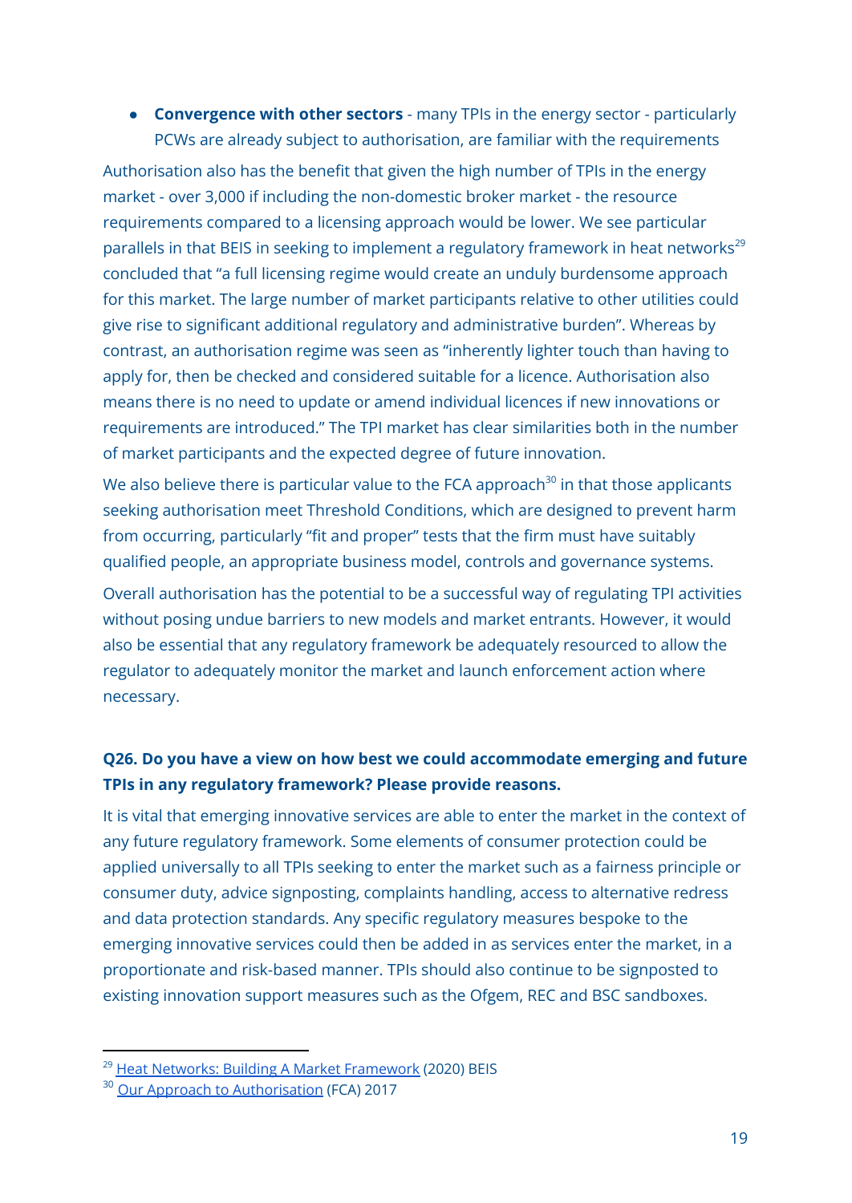- **Convergence with other sectors** - many TPIs in the energy sector - particularly PCWs are already subject to authorisation, are familiar with the requirements

Authorisation also has the benefit that given the high number of TPIs in the energy market - over 3,000 if including the non-domestic broker market - the resource requirements compared to a licensing approach would be lower. We see particular parallels in that BEIS in seeking to implement a regulatory framework in heat networks[29] concluded that "a full licensing regime would create an unduly burdensome approach for this market. The large number of market participants relative to other utilities could give rise to significant additional regulatory and administrative burden". Whereas by contrast, an authorisation regime was seen as "inherently lighter touch than having to apply for, then be checked and considered suitable for a licence. Authorisation also means there is no need to update or amend individual licences if new innovations or requirements are introduced." The TPI market has clear similarities both in the number of market participants and the expected degree of future innovation.

We also believe there is particular value to the FCA approach[30] in that those applicants seeking authorisation meet Threshold Conditions, which are designed to prevent harm from occurring, particularly "fit and proper" tests that the firm must have suitably qualified people, an appropriate business model, controls and governance systems.

Overall authorisation has the potential to be a successful way of regulating TPI activities without posing undue barriers to new models and market entrants. However, it would also be essential that any regulatory framework be adequately resourced to allow the regulator to adequately monitor the market and launch enforcement action where necessary.

**Q26. Do you have a view on how best we could accommodate emerging and future TPIs in any regulatory framework? Please provide reasons.**

It is vital that emerging innovative services are able to enter the market in the context of any future regulatory framework. Some elements of consumer protection could be applied universally to all TPIs seeking to enter the market such as a fairness principle or consumer duty, advice signposting, complaints handling, access to alternative redress and data protection standards. Any specific regulatory measures bespoke to the emerging innovative services could then be added in as services enter the market, in a proportionate and risk-based manner. TPIs should also continue to be signposted to existing innovation support measures such as the Ofgem, REC and BSC sandboxes.

---

[29] Heat Networks: Building A Market Framework (2020) BEIS

[30] Our Approach to Authorisation (FCA) 2017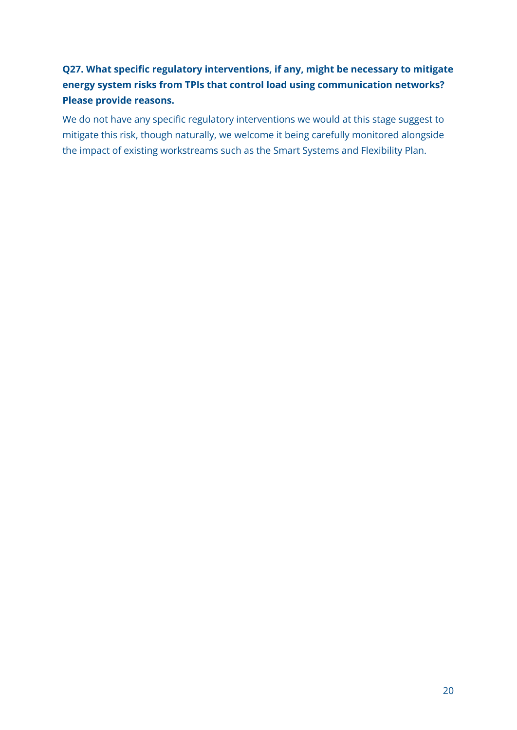**Q27. What specific regulatory interventions, if any, might be necessary to mitigate energy system risks from TPIs that control load using communication networks? Please provide reasons.**

We do not have any specific regulatory interventions we would at this stage suggest to mitigate this risk, though naturally, we welcome it being carefully monitored alongside the impact of existing workstreams such as the Smart Systems and Flexibility Plan.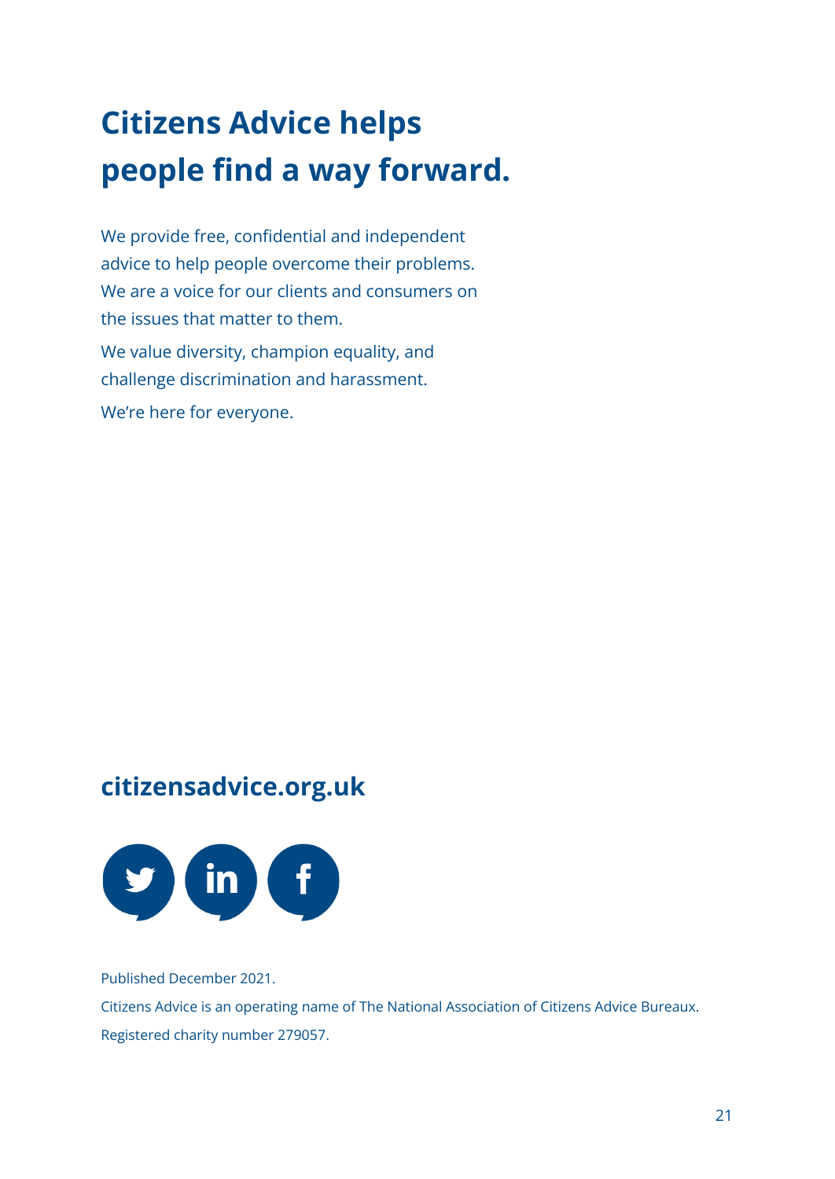# Citizens Advice helps people find a way forward.

We provide free, confidential and independent advice to help people overcome their problems. We are a voice for our clients and consumers on the issues that matter to them.

We value diversity, champion equality, and challenge discrimination and harassment.

We're here for everyone.

## citizensadvice.org.uk

Published December 2021.

Citizens Advice is an operating name of The National Association of Citizens Advice Bureaux.

Registered charity number 279057.